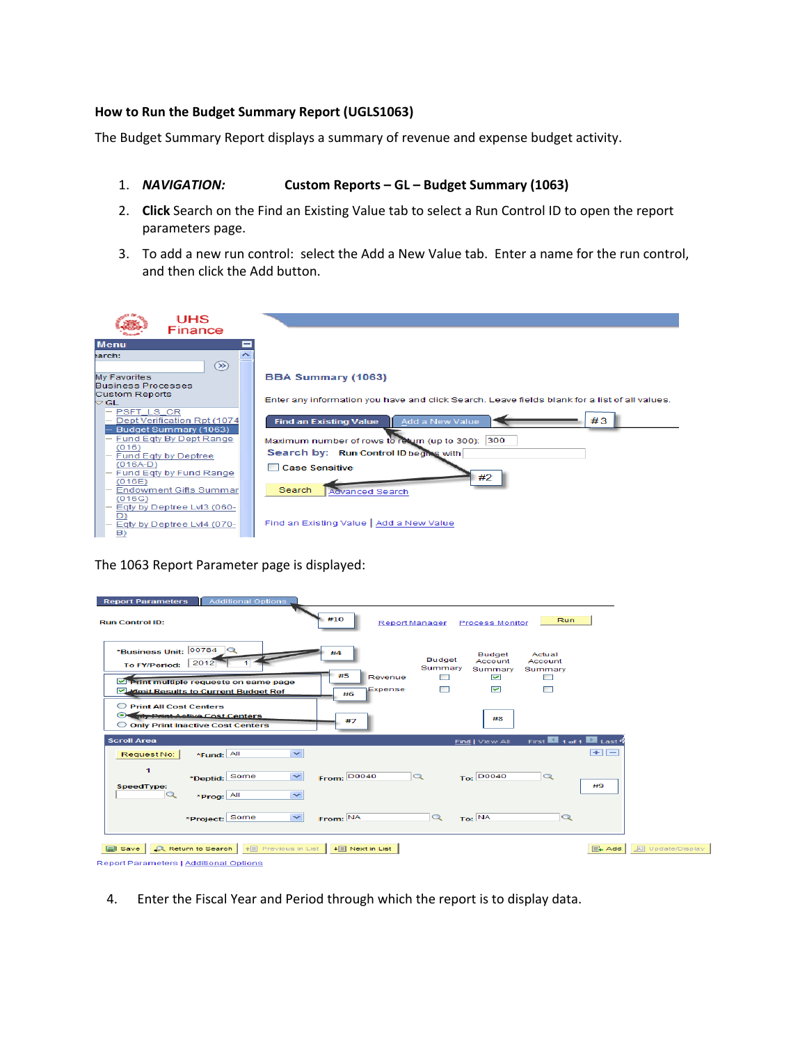**How to Run the Budget Summary Report (UGLS1063)**

The Budget Summary Report displays a summary of revenue and expense budget activity.

1. ***NAVIGATION:*** **Custom Reports – GL – Budget Summary (1063)**
2. **Click** Search on the Find an Existing Value tab to select a Run Control ID to open the report parameters page.
3. To add a new run control: select the Add a New Value tab. Enter a name for the run control, and then click the Add button.

The 1063 Report Parameter page is displayed:

4. Enter the Fiscal Year and Period through which the report is to display data.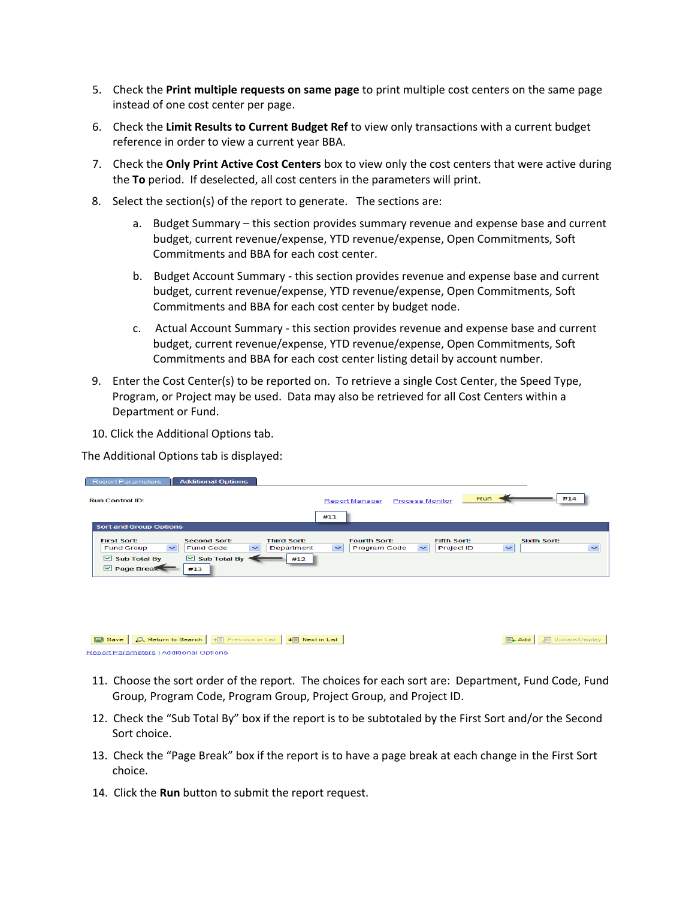5. Check the **Print multiple requests on same page** to print multiple cost centers on the same page instead of one cost center per page.

6. Check the **Limit Results to Current Budget Ref** to view only transactions with a current budget reference in order to view a current year BBA.

7. Check the **Only Print Active Cost Centers** box to view only the cost centers that were active during the **To** period. If deselected, all cost centers in the parameters will print.

8. Select the section(s) of the report to generate. The sections are:

   a. Budget Summary – this section provides summary revenue and expense base and current budget, current revenue/expense, YTD revenue/expense, Open Commitments, Soft Commitments and BBA for each cost center.

   b. Budget Account Summary - this section provides revenue and expense base and current budget, current revenue/expense, YTD revenue/expense, Open Commitments, Soft Commitments and BBA for each cost center by budget node.

   c. Actual Account Summary - this section provides revenue and expense base and current budget, current revenue/expense, YTD revenue/expense, Open Commitments, Soft Commitments and BBA for each cost center listing detail by account number.

9. Enter the Cost Center(s) to be reported on. To retrieve a single Cost Center, the Speed Type, Program, or Project may be used. Data may also be retrieved for all Cost Centers within a Department or Fund.

10. Click the Additional Options tab.

The Additional Options tab is displayed:

11. Choose the sort order of the report. The choices for each sort are: Department, Fund Code, Fund Group, Program Code, Program Group, Project Group, and Project ID.

12. Check the “Sub Total By” box if the report is to be subtotaled by the First Sort and/or the Second Sort choice.

13. Check the “Page Break” box if the report is to have a page break at each change in the First Sort choice.

14. Click the **Run** button to submit the report request.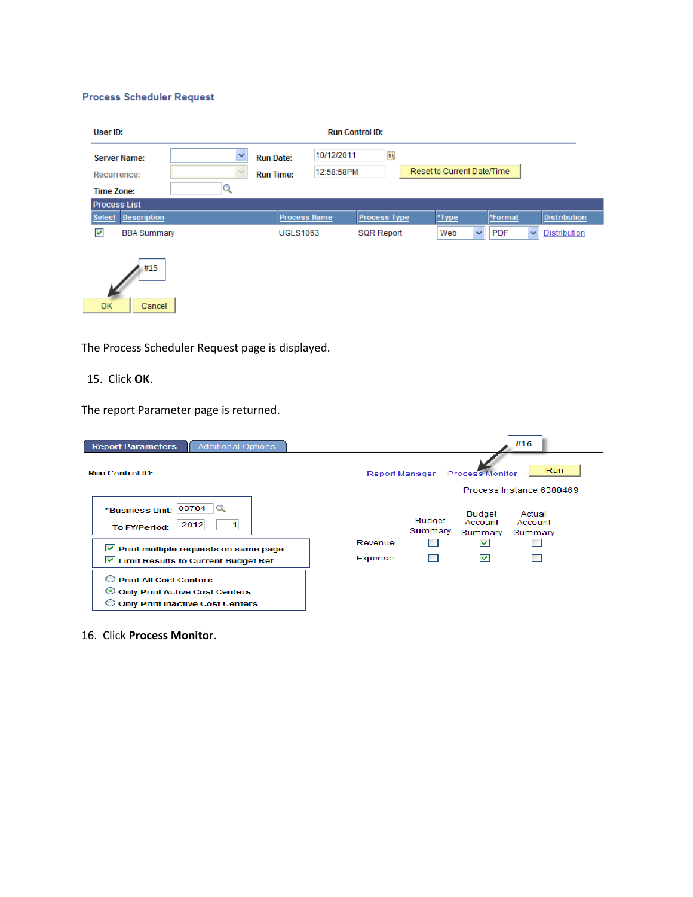**Process Scheduler Request**

User ID: Run Control ID:

Server Name: Run Date: 10/12/2011

Recurrence: Run Time: 12:58:58PM Reset to Current Date/Time

Time Zone:

Process List

| Select | Description | Process Name | Process Type | *Type | *Format | Distribution |
|---|---|---|---|---|---|---|
| ☑ | BBA Summary | UGLS1063 | SQR Report | Web | PDF | Distribution |

#15

OK Cancel

The Process Scheduler Request page is displayed.

15. Click **OK**.

The report Parameter page is returned.

Report Parameters | Additional Options

#16

Run Control ID: Report Manager Process Monitor Run

Process Instance:6388469

*Business Unit: 00784

To FY/Period: 2012 1

☑ Print multiple requests on same page
☑ Limit Results to Current Budget Ref

○ Print All Cost Centers
◉ Only Print Active Cost Centers
○ Only Print Inactive Cost Centers

| | Budget Summary | Budget Account Summary | Actual Account Summary |
|---|---|---|---|
| Revenue | ☐ | ☑ | ☐ |
| Expense | ☐ | ☑ | ☐ |

16. Click **Process Monitor**.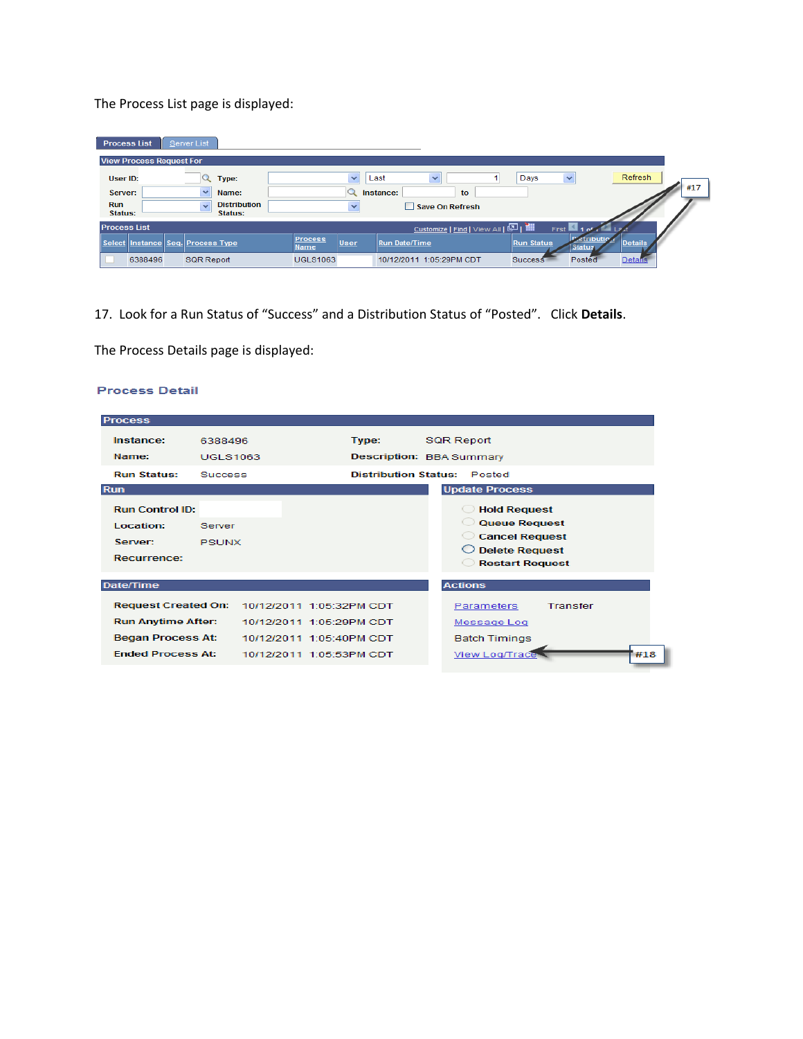The Process List page is displayed:

Process List | Server List

**View Process Request For**

User ID: | Type: | Last | 1 | Days | Refresh

Server: | Name: | Instance: | to

Run Status: | Distribution Status: | Save On Refresh

**Process List**

Customize | Find | View All | First 1 of 1 Last

| Select | Instance | Seq. | Process Type | Process Name | User | Run Date/Time | Run Status | Distribution Status | Details |
|---|---|---|---|---|---|---|---|---|---|
| | 6388496 | | SQR Report | UGLS1063 | | 10/12/2011 1:05:29PM CDT | Success | Posted | Details |

#17

17. Look for a Run Status of "Success" and a Distribution Status of "Posted". Click **Details**.

The Process Details page is displayed:

## Process Detail

**Process**

Instance: 6388496 | Type: SQR Report

Name: UGLS1063 | Description: BBA Summary

Run Status: Success | Distribution Status: Posted

**Run**

Run Control ID:

Location: Server

Server: PSUNX

Recurrence:

**Update Process**

- Hold Request
- Queue Request
- Cancel Request
- Delete Request
- Restart Request

**Date/Time**

Request Created On: 10/12/2011 1:05:32PM CDT

Run Anytime After: 10/12/2011 1:05:29PM CDT

Began Process At: 10/12/2011 1:05:40PM CDT

Ended Process At: 10/12/2011 1:05:53PM CDT

**Actions**

Parameters | Transfer

Message Log

Batch Timings

View Log/Trace

#18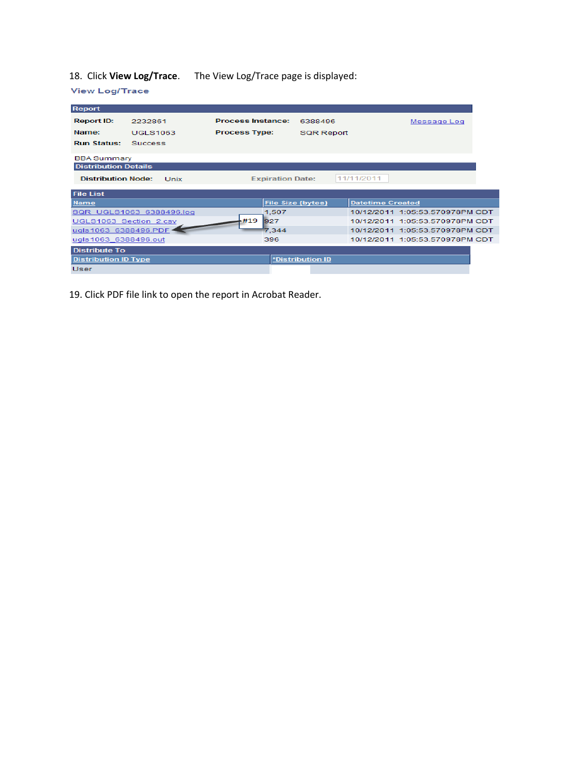18. Click **View Log/Trace**. The View Log/Trace page is displayed:

View Log/Trace

**Report**

| | | | | |
|---|---|---|---|---|
| **Report ID:** | 2232861 | **Process Instance:** | 6388496 | Message Log |
| **Name:** | UGLS1063 | **Process Type:** | SQR Report | |
| **Run Status:** | Success | | | |

BBA Summary

**Distribution Details**

**Distribution Node:** Unix Expiration Date: 11/11/2011

**File List**

| Name | File Size (bytes) | Datetime Created |
|---|---|---|
| SQR_UGLS1063_6388496.log | 1,507 | 10/12/2011 1:05:53.570978PM CDT |
| UGLS1063_Section_2.csv | 927 | 10/12/2011 1:05:53.570978PM CDT |
| ugls1063_6388496.PDF | 7,344 | 10/12/2011 1:05:53.570978PM CDT |
| ugls1063_6388496.out | 396 | 10/12/2011 1:05:53.570978PM CDT |

#19

**Distribute To**

| Distribution ID Type | *Distribution ID |
|---|---|
| User | |

19. Click PDF file link to open the report in Acrobat Reader.